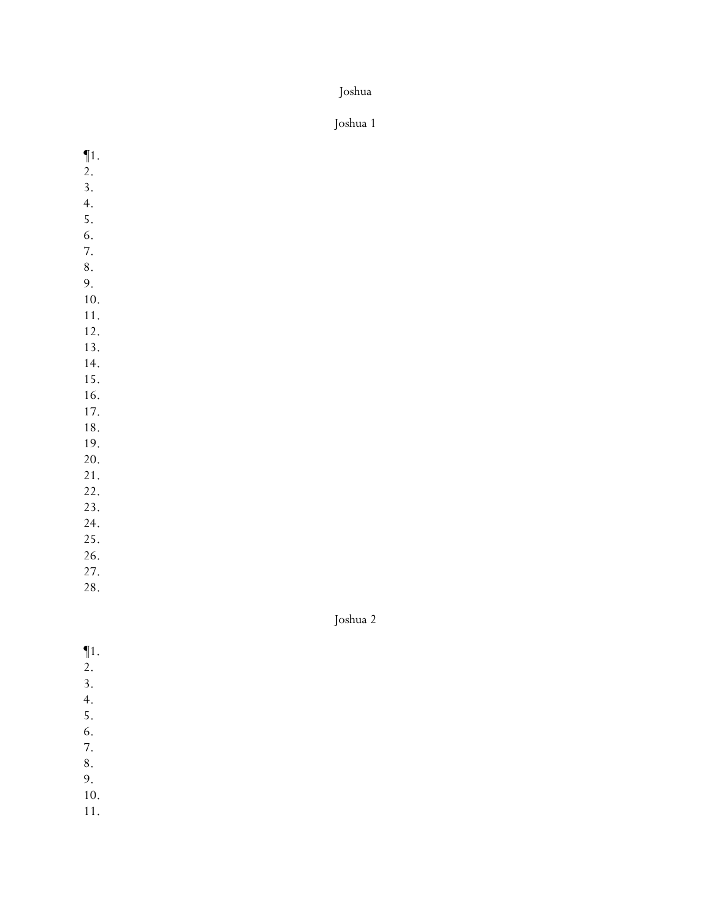# Joshua

## Joshua 1

¶1.
2.
3.
4.
5.
6.
7.
8.
9.
10.
11.
12.
13.
14.
15.
16.
17.
18.
19.
20.
21.
22.
23.
24.
25.
26.
27.
28.

## Joshua 2

¶1.
2.
3.
4.
5.
6.
7.
8.
9.
10.
11.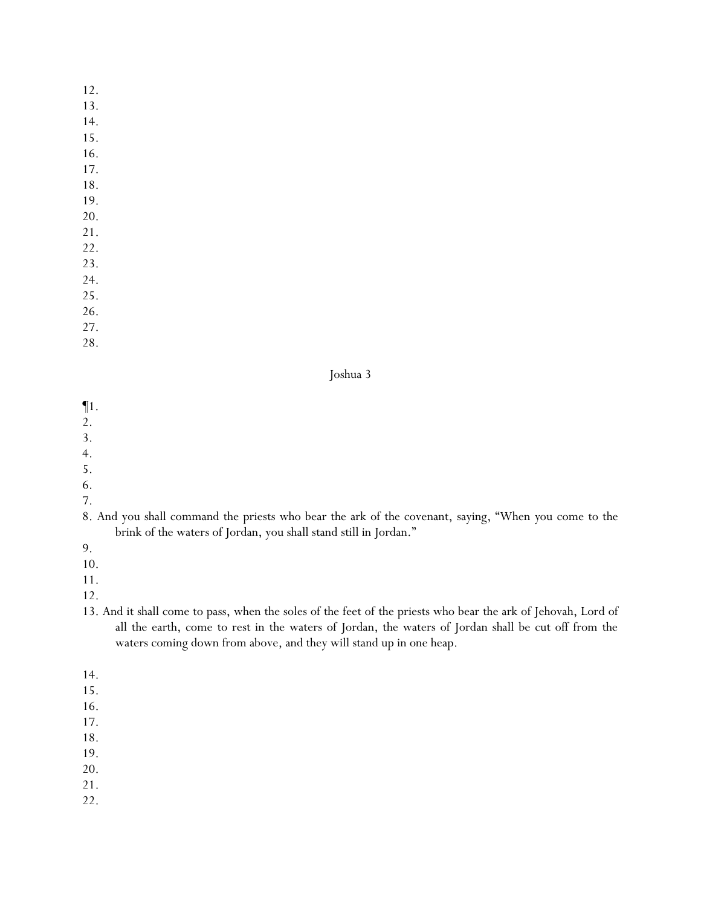12.
13.
14.
15.
16.
17.
18.
19.
20.
21.
22.
23.
24.
25.
26.
27.
28.

## Joshua 3

¶1.
2.
3.
4.
5.
6.
7.
8. And you shall command the priests who bear the ark of the covenant, saying, "When you come to the brink of the waters of Jordan, you shall stand still in Jordan."
9.
10.
11.
12.
13. And it shall come to pass, when the soles of the feet of the priests who bear the ark of Jehovah, Lord of all the earth, come to rest in the waters of Jordan, the waters of Jordan shall be cut off from the waters coming down from above, and they will stand up in one heap.

14.
15.
16.
17.
18.
19.
20.
21.
22.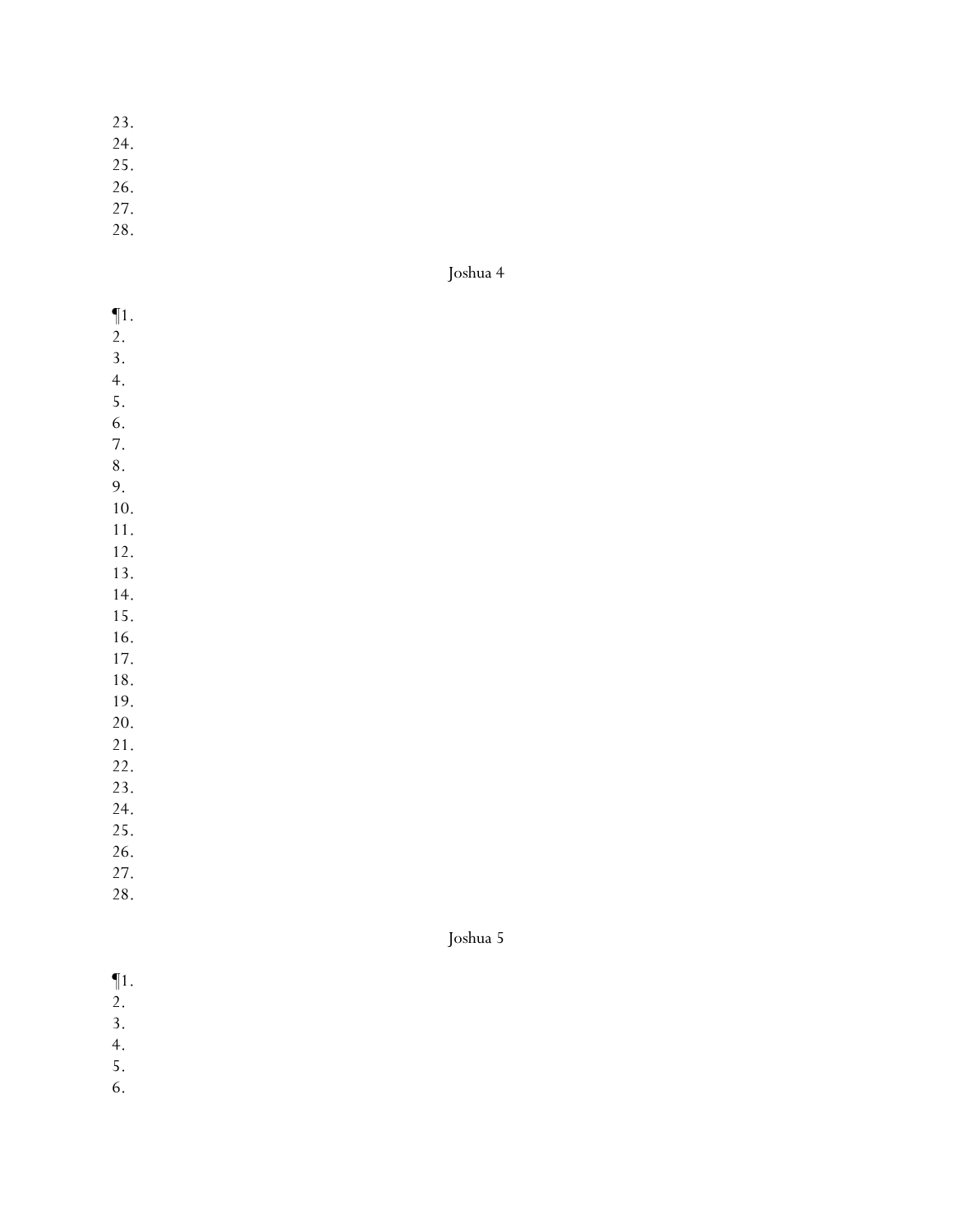23.
24.
25.
26.
27.
28.

## Joshua 4

¶1.
2.
3.
4.
5.
6.
7.
8.
9.
10.
11.
12.
13.
14.
15.
16.
17.
18.
19.
20.
21.
22.
23.
24.
25.
26.
27.
28.

## Joshua 5

¶1.
2.
3.
4.
5.
6.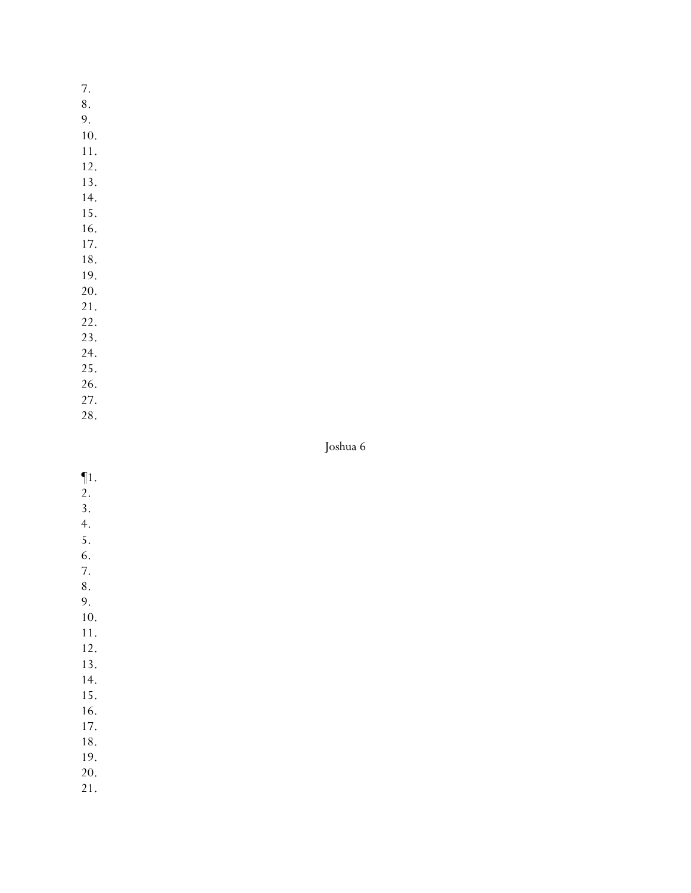7.
8.
9.
10.
11.
12.
13.
14.
15.
16.
17.
18.
19.
20.
21.
22.
23.
24.
25.
26.
27.
28.

## Joshua 6

¶1.
2.
3.
4.
5.
6.
7.
8.
9.
10.
11.
12.
13.
14.
15.
16.
17.
18.
19.
20.
21.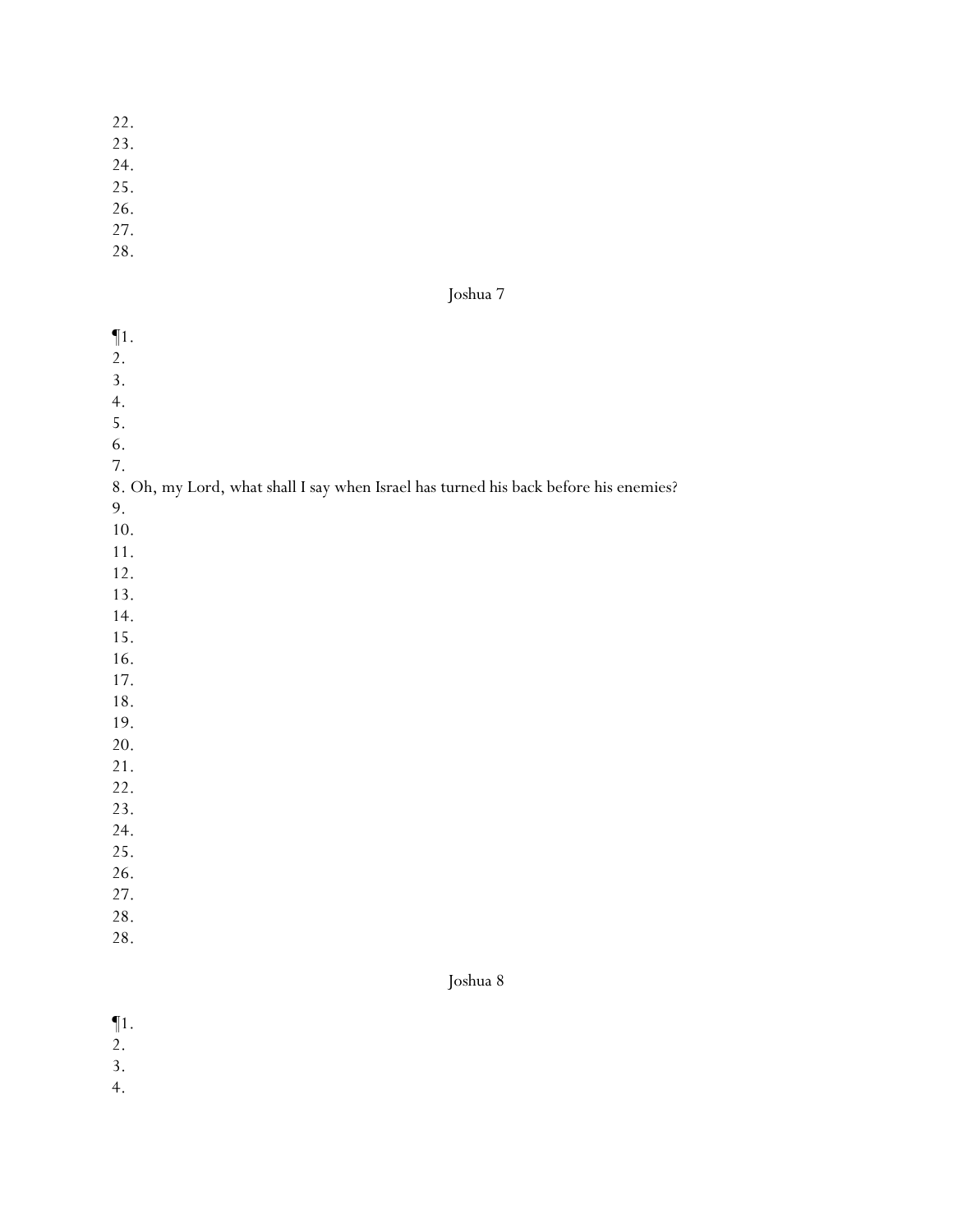22.
23.
24.
25.
26.
27.
28.

## Joshua 7

¶1.
2.
3.
4.
5.
6.
7.
8. Oh, my Lord, what shall I say when Israel has turned his back before his enemies?
9.
10.
11.
12.
13.
14.
15.
16.
17.
18.
19.
20.
21.
22.
23.
24.
25.
26.
27.
28.
28.

## Joshua 8

¶1.
2.
3.
4.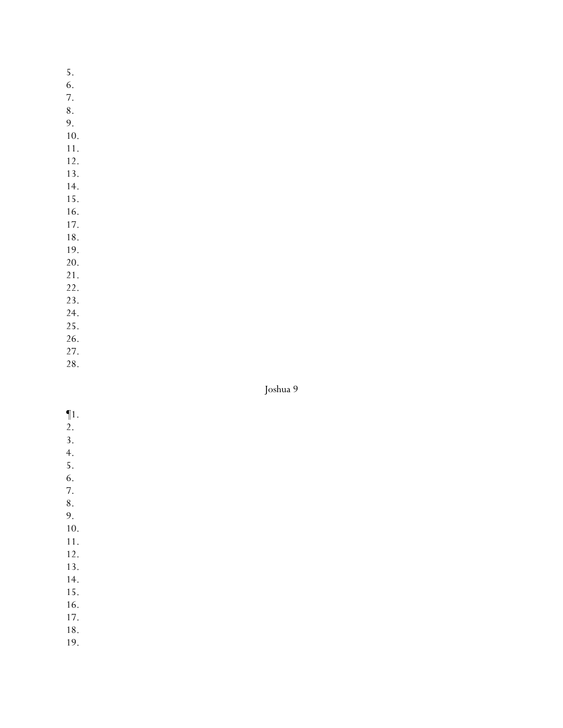5.
6.
7.
8.
9.
10.
11.
12.
13.
14.
15.
16.
17.
18.
19.
20.
21.
22.
23.
24.
25.
26.
27.
28.

## Joshua 9

¶1.
2.
3.
4.
5.
6.
7.
8.
9.
10.
11.
12.
13.
14.
15.
16.
17.
18.
19.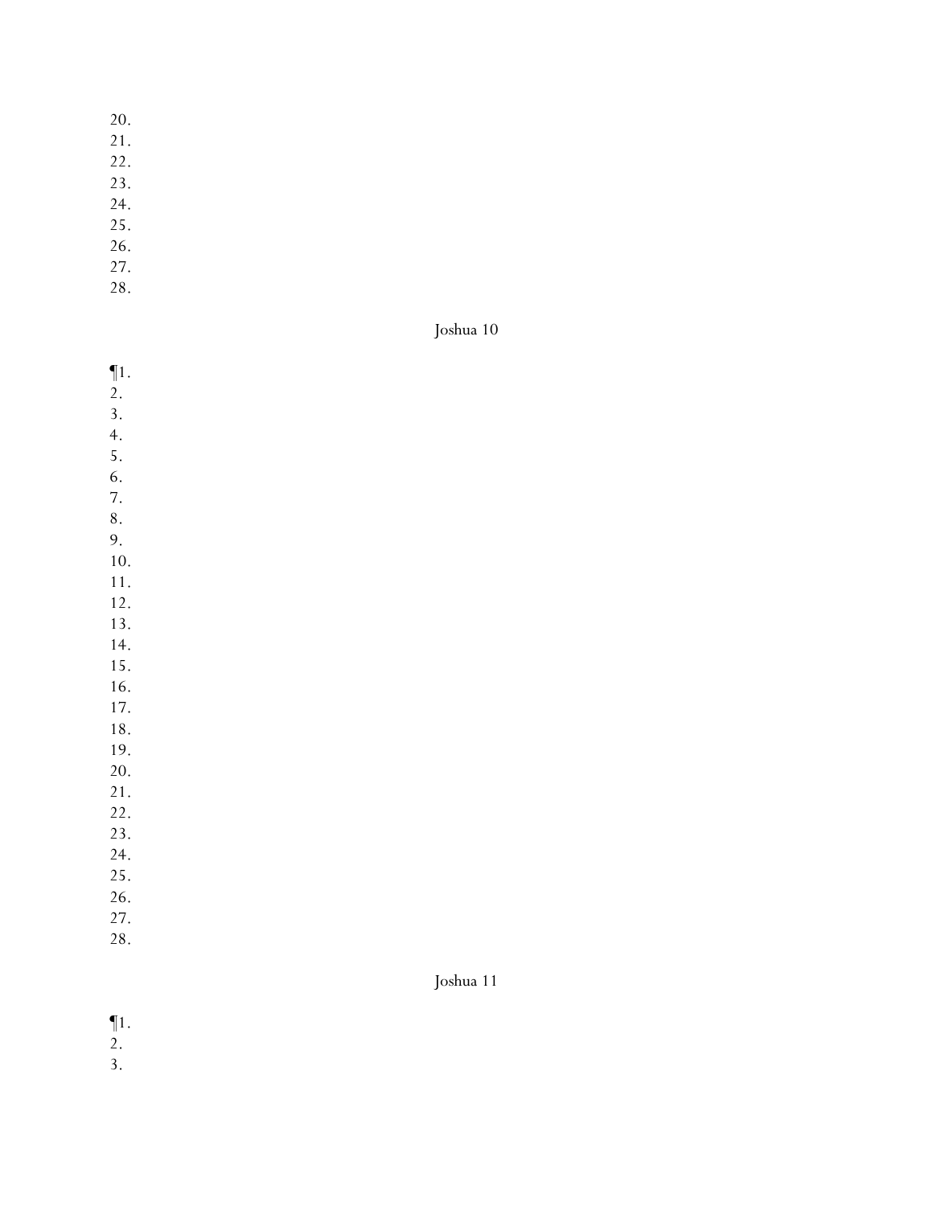20.
21.
22.
23.
24.
25.
26.
27.
28.

## Joshua 10

¶1.
2.
3.
4.
5.
6.
7.
8.
9.
10.
11.
12.
13.
14.
15.
16.
17.
18.
19.
20.
21.
22.
23.
24.
25.
26.
27.
28.

## Joshua 11

¶1.
2.
3.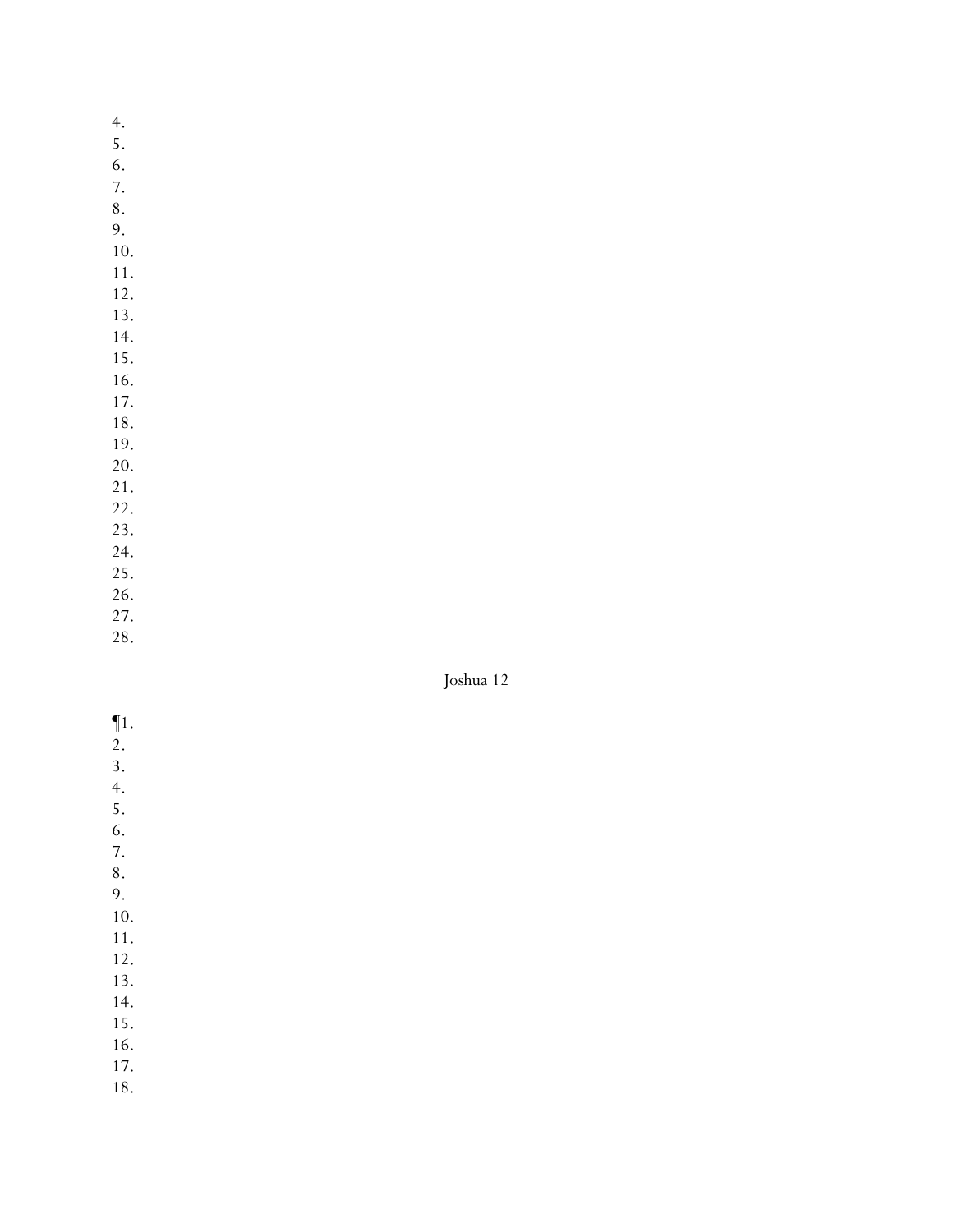4.
5.
6.
7.
8.
9.
10.
11.
12.
13.
14.
15.
16.
17.
18.
19.
20.
21.
22.
23.
24.
25.
26.
27.
28.

## Joshua 12

¶1.
2.
3.
4.
5.
6.
7.
8.
9.
10.
11.
12.
13.
14.
15.
16.
17.
18.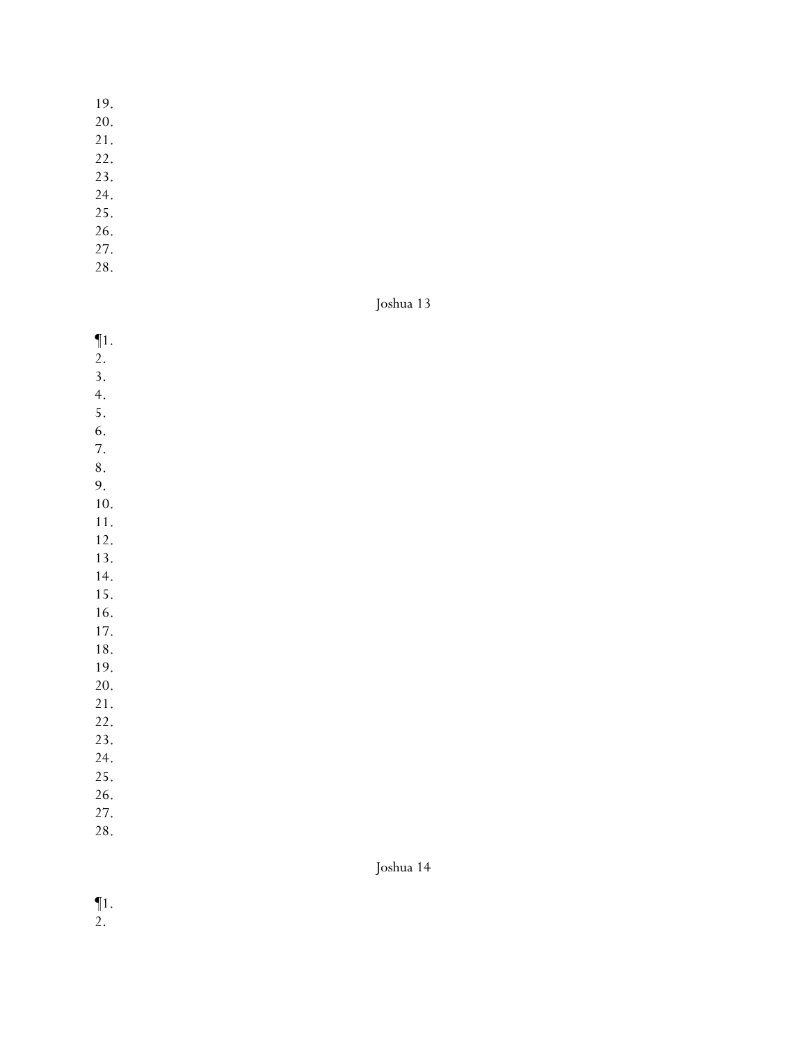19.
20.
21.
22.
23.
24.
25.
26.
27.
28.

## Joshua 13

¶1.
2.
3.
4.
5.
6.
7.
8.
9.
10.
11.
12.
13.
14.
15.
16.
17.
18.
19.
20.
21.
22.
23.
24.
25.
26.
27.
28.

## Joshua 14

¶1.
2.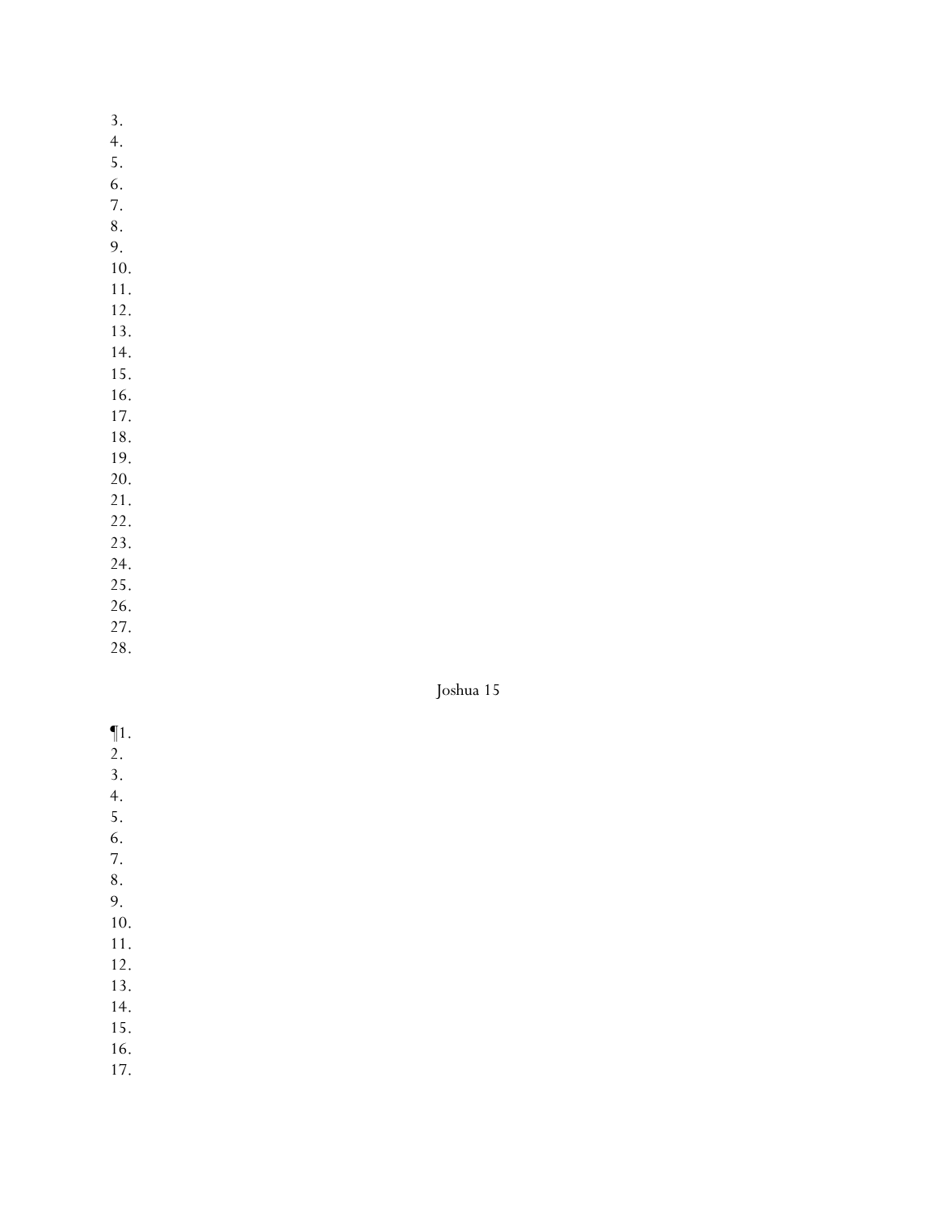3.
4.
5.
6.
7.
8.
9.
10.
11.
12.
13.
14.
15.
16.
17.
18.
19.
20.
21.
22.
23.
24.
25.
26.
27.
28.

## Joshua 15

¶1.
2.
3.
4.
5.
6.
7.
8.
9.
10.
11.
12.
13.
14.
15.
16.
17.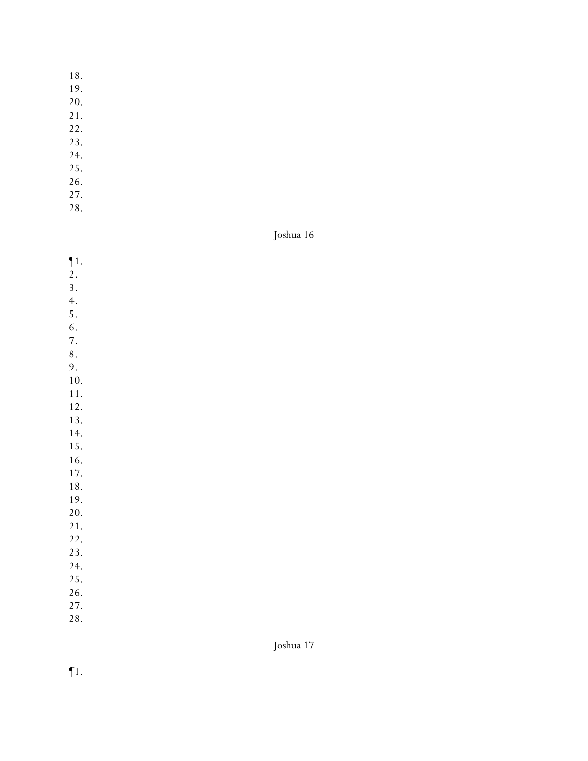18.
19.
20.
21.
22.
23.
24.
25.
26.
27.
28.

## Joshua 16

¶1.
2.
3.
4.
5.
6.
7.
8.
9.
10.
11.
12.
13.
14.
15.
16.
17.
18.
19.
20.
21.
22.
23.
24.
25.
26.
27.
28.

## Joshua 17

¶1.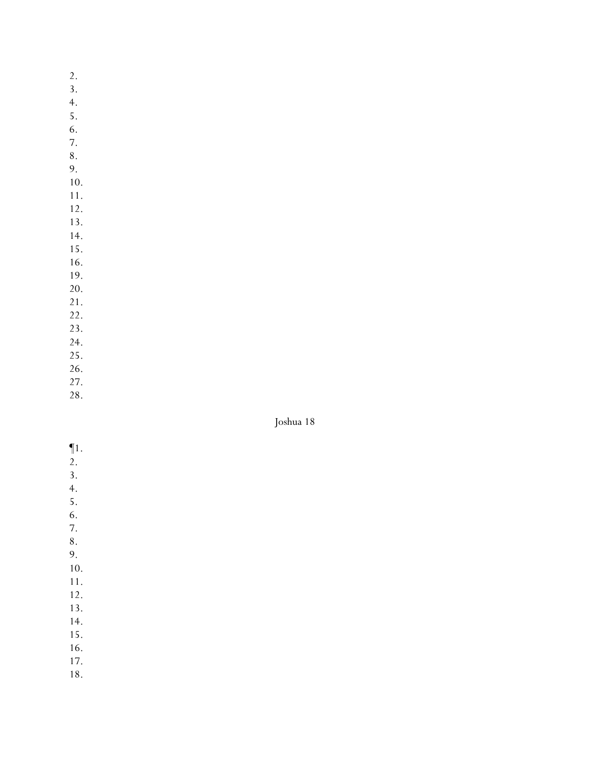2.
3.
4.
5.
6.
7.
8.
9.
10.
11.
12.
13.
14.
15.
16.
19.
20.
21.
22.
23.
24.
25.
26.
27.
28.

## Joshua 18

¶1.
2.
3.
4.
5.
6.
7.
8.
9.
10.
11.
12.
13.
14.
15.
16.
17.
18.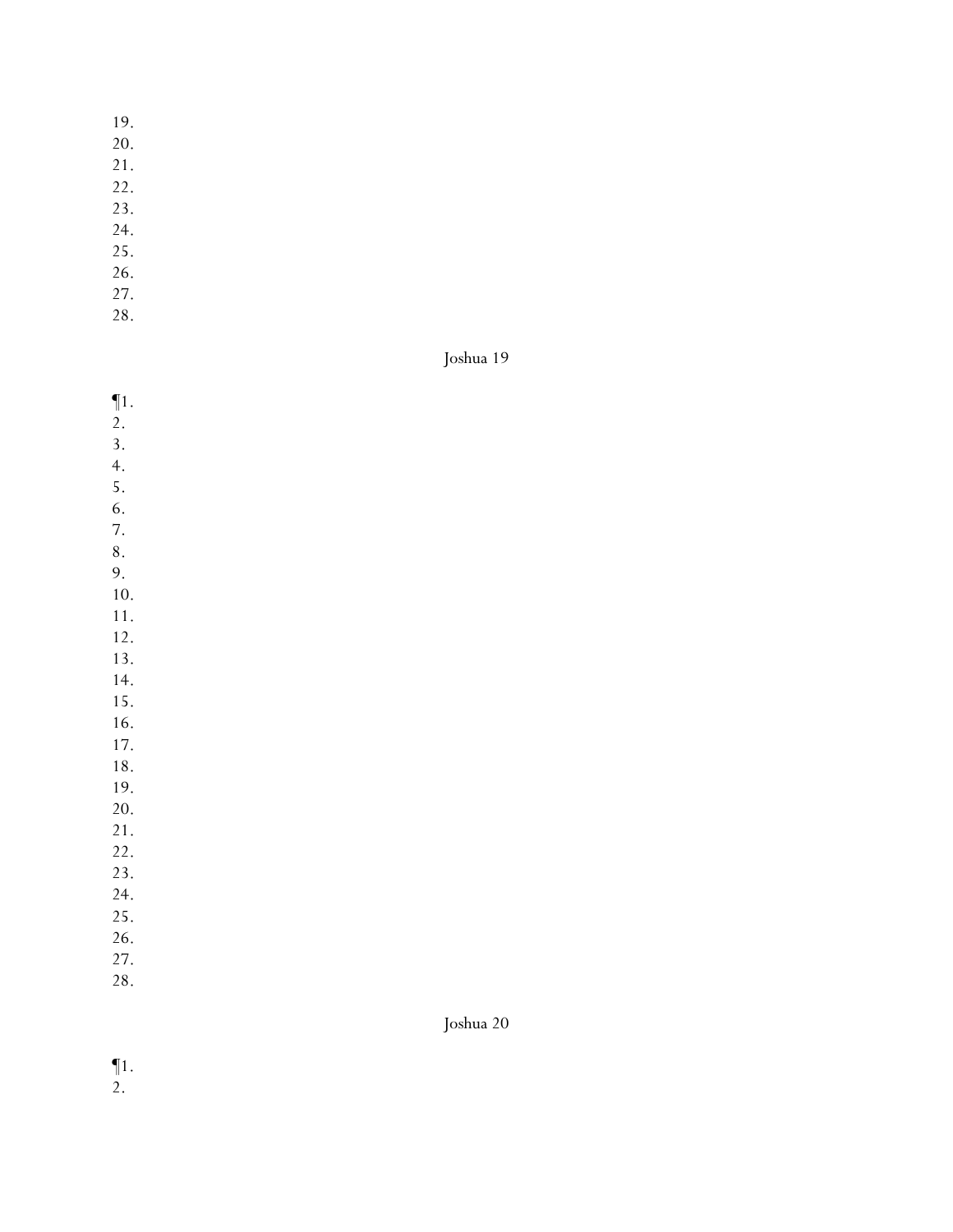19.
20.
21.
22.
23.
24.
25.
26.
27.
28.

## Joshua 19

¶1.
2.
3.
4.
5.
6.
7.
8.
9.
10.
11.
12.
13.
14.
15.
16.
17.
18.
19.
20.
21.
22.
23.
24.
25.
26.
27.
28.

## Joshua 20

¶1.
2.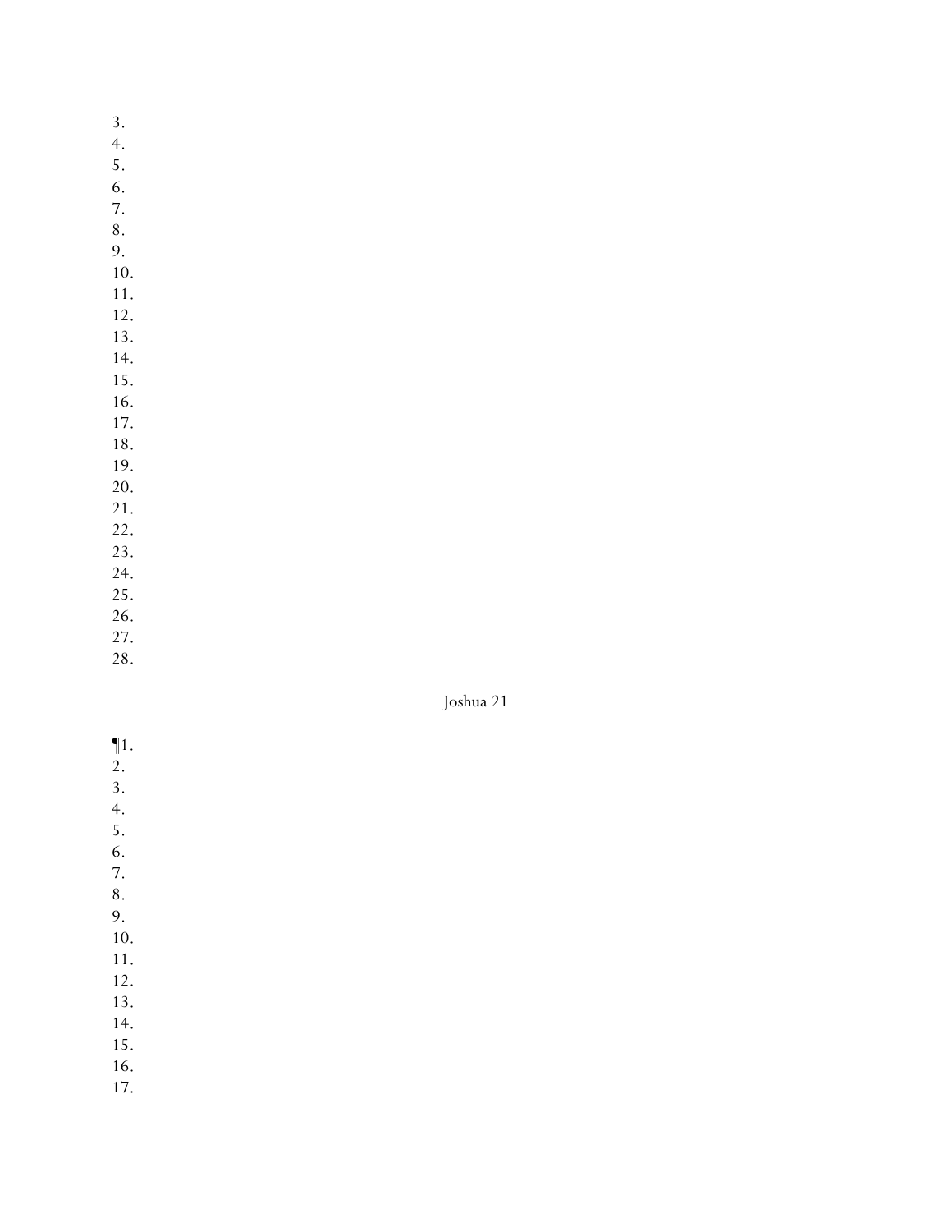3.
4.
5.
6.
7.
8.
9.
10.
11.
12.
13.
14.
15.
16.
17.
18.
19.
20.
21.
22.
23.
24.
25.
26.
27.
28.

## Joshua 21

¶1.
2.
3.
4.
5.
6.
7.
8.
9.
10.
11.
12.
13.
14.
15.
16.
17.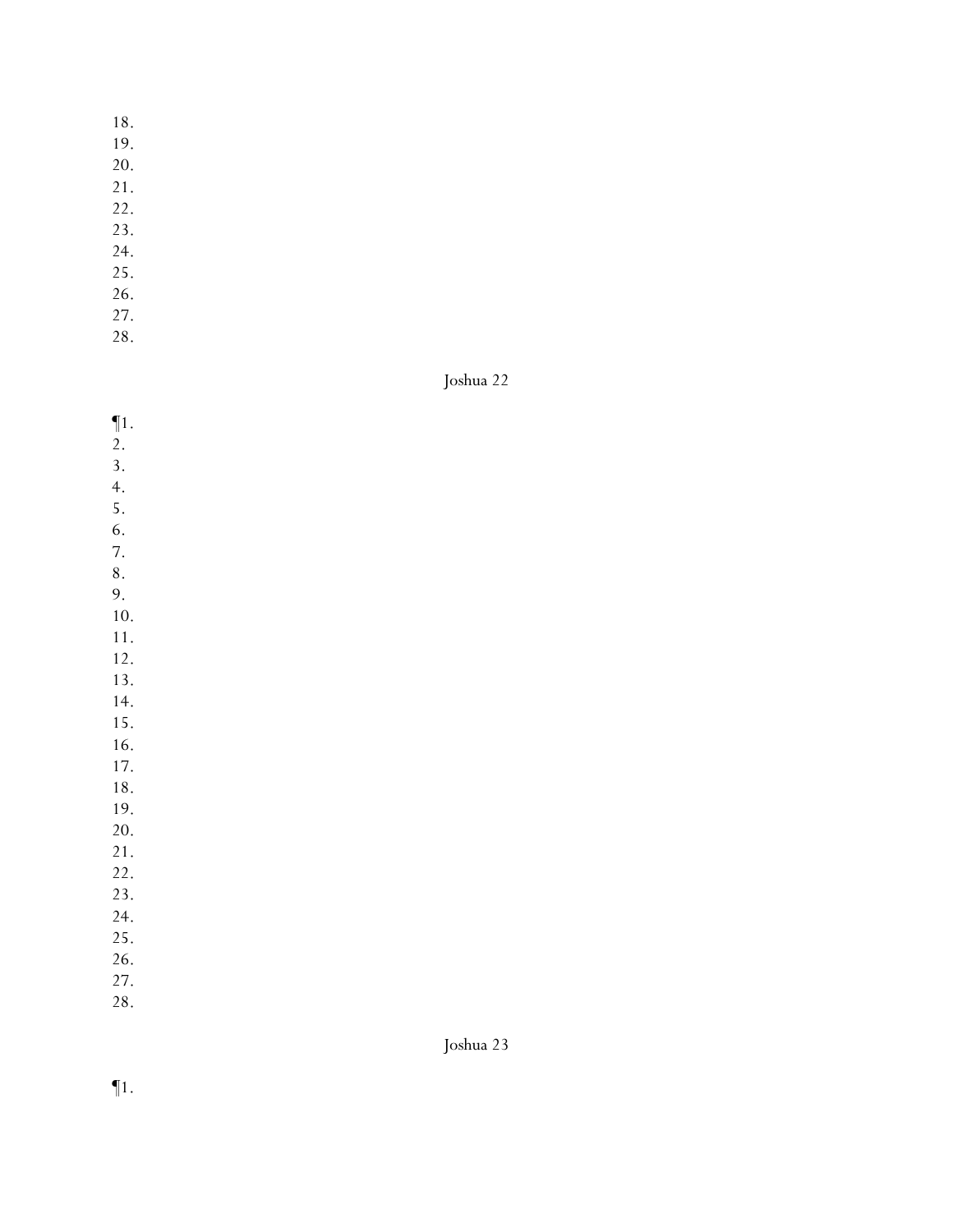18.
19.
20.
21.
22.
23.
24.
25.
26.
27.
28.

## Joshua 22

¶1.
2.
3.
4.
5.
6.
7.
8.
9.
10.
11.
12.
13.
14.
15.
16.
17.
18.
19.
20.
21.
22.
23.
24.
25.
26.
27.
28.

## Joshua 23

¶1.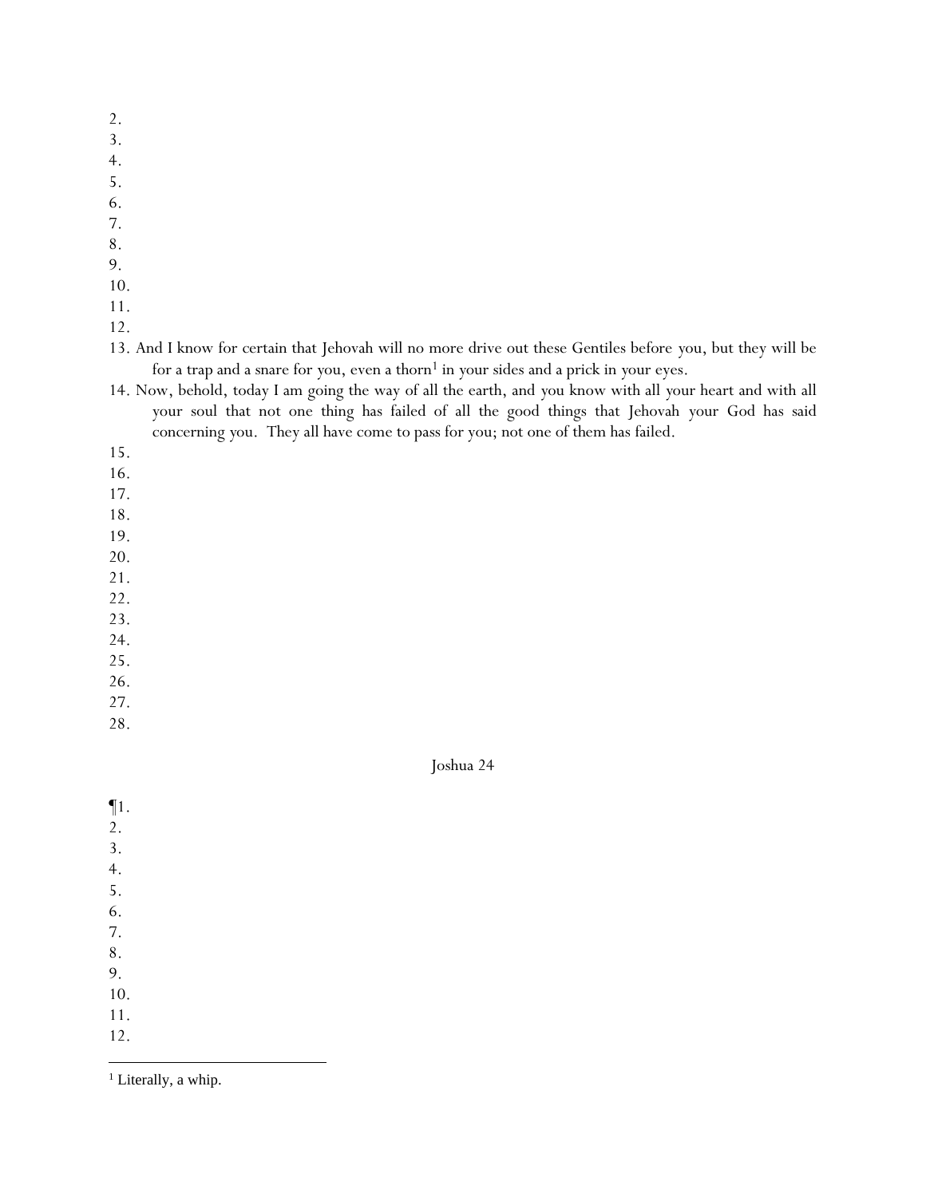2.
3.
4.
5.
6.
7.
8.
9.
10.
11.
12.
13. And I know for certain that Jehovah will no more drive out these Gentiles before you, but they will be for a trap and a snare for you, even a thorn[1] in your sides and a prick in your eyes.
14. Now, behold, today I am going the way of all the earth, and you know with all your heart and with all your soul that not one thing has failed of all the good things that Jehovah your God has said concerning you. They all have come to pass for you; not one of them has failed.
15.
16.
17.
18.
19.
20.
21.
22.
23.
24.
25.
26.
27.
28.

Joshua 24

¶1.
2.
3.
4.
5.
6.
7.
8.
9.
10.
11.
12.

---

[1] Literally, a whip.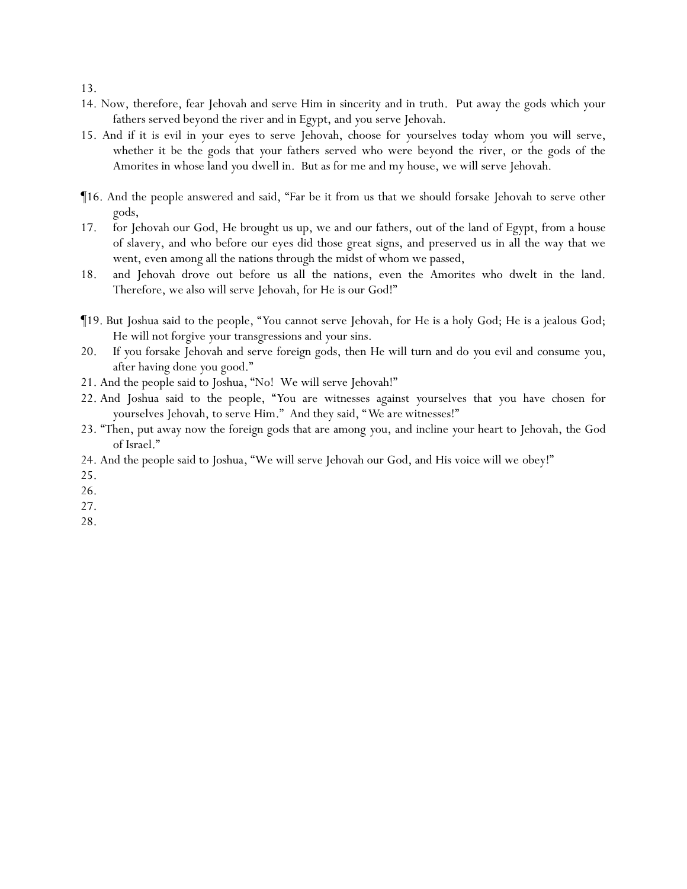13.

14. Now, therefore, fear Jehovah and serve Him in sincerity and in truth. Put away the gods which your fathers served beyond the river and in Egypt, and you serve Jehovah.

15. And if it is evil in your eyes to serve Jehovah, choose for yourselves today whom you will serve, whether it be the gods that your fathers served who were beyond the river, or the gods of the Amorites in whose land you dwell in. But as for me and my house, we will serve Jehovah.

¶16. And the people answered and said, "Far be it from us that we should forsake Jehovah to serve other gods,

17. for Jehovah our God, He brought us up, we and our fathers, out of the land of Egypt, from a house of slavery, and who before our eyes did those great signs, and preserved us in all the way that we went, even among all the nations through the midst of whom we passed,

18. and Jehovah drove out before us all the nations, even the Amorites who dwelt in the land. Therefore, we also will serve Jehovah, for He is our God!"

¶19. But Joshua said to the people, "You cannot serve Jehovah, for He is a holy God; He is a jealous God; He will not forgive your transgressions and your sins.

20. If you forsake Jehovah and serve foreign gods, then He will turn and do you evil and consume you, after having done you good."

21. And the people said to Joshua, "No! We will serve Jehovah!"

22. And Joshua said to the people, "You are witnesses against yourselves that you have chosen for yourselves Jehovah, to serve Him." And they said, "We are witnesses!"

23. "Then, put away now the foreign gods that are among you, and incline your heart to Jehovah, the God of Israel."

24. And the people said to Joshua, "We will serve Jehovah our God, and His voice will we obey!"

25.

26.

27.

28.